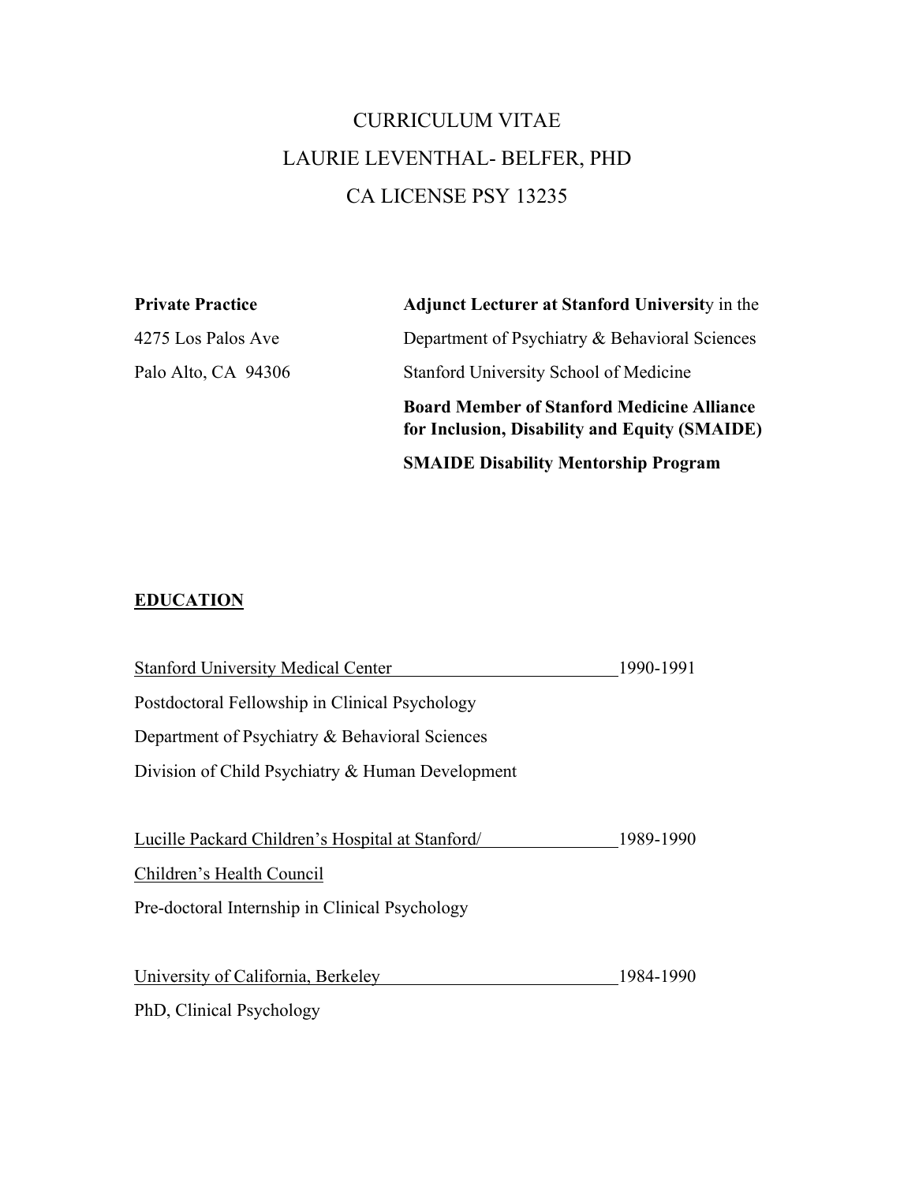# CURRICULUM VITAE

# LAURIE LEVENTHAL- BELFER, PHD

# CA LICENSE PSY 13235

**Private Practice**
4275 Los Palos Ave
Palo Alto, CA 94306

**Adjunct Lecturer at Stanford Universit**y in the
Department of Psychiatry & Behavioral Sciences
Stanford University School of Medicine

**Board Member of Stanford Medicine Alliance for Inclusion, Disability and Equity (SMAIDE)**

**SMAIDE Disability Mentorship Program**

## EDUCATION

Stanford University Medical Center — 1990-1991
Postdoctoral Fellowship in Clinical Psychology
Department of Psychiatry & Behavioral Sciences
Division of Child Psychiatry & Human Development

Lucille Packard Children's Hospital at Stanford/ — 1989-1990
Children's Health Council
Pre-doctoral Internship in Clinical Psychology

University of California, Berkeley — 1984-1990
PhD, Clinical Psychology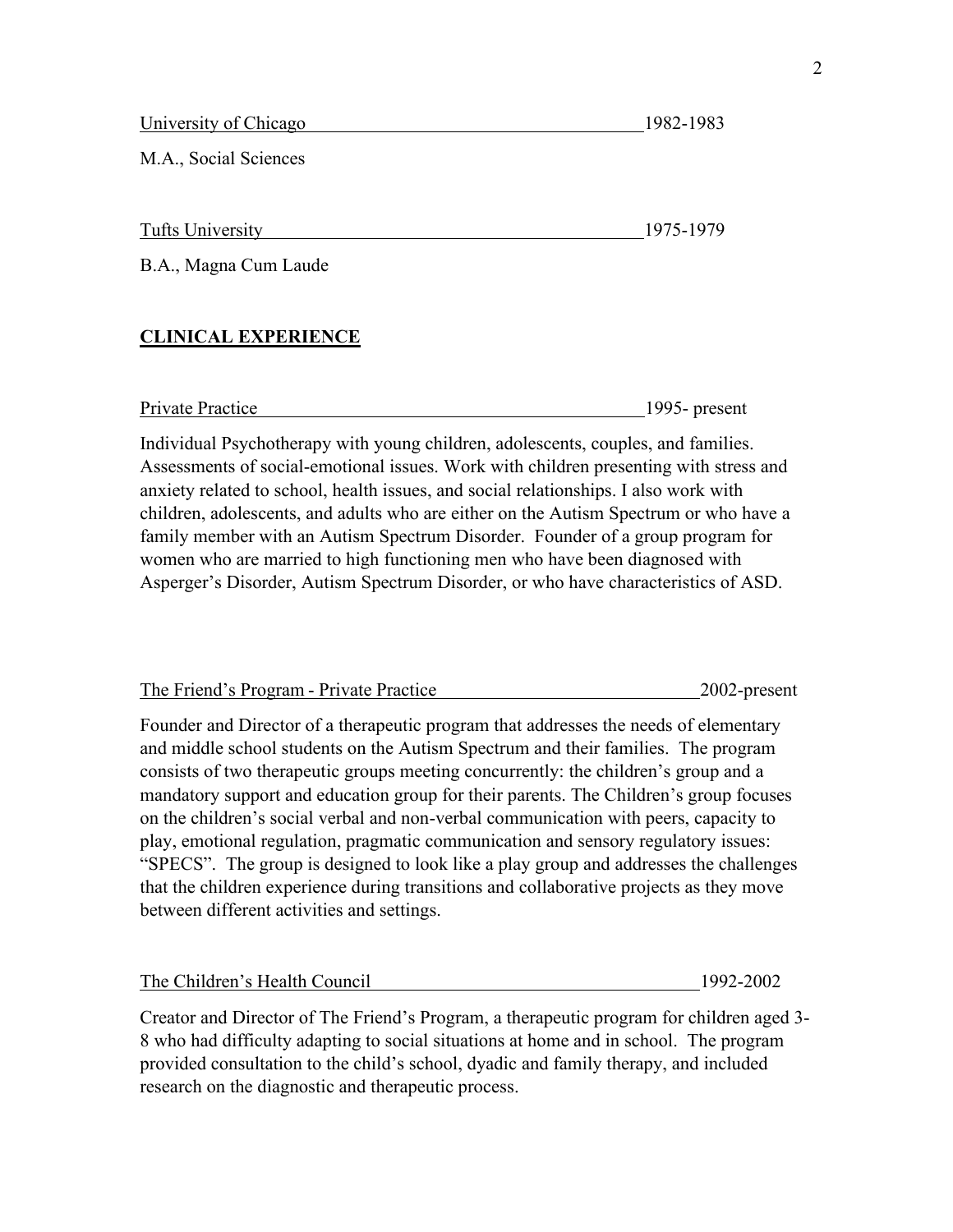University of Chicago 1982-1983

M.A., Social Sciences

Tufts University 1975-1979

B.A., Magna Cum Laude

## CLINICAL EXPERIENCE

Private Practice 1995- present

Individual Psychotherapy with young children, adolescents, couples, and families. Assessments of social-emotional issues. Work with children presenting with stress and anxiety related to school, health issues, and social relationships. I also work with children, adolescents, and adults who are either on the Autism Spectrum or who have a family member with an Autism Spectrum Disorder. Founder of a group program for women who are married to high functioning men who have been diagnosed with Asperger's Disorder, Autism Spectrum Disorder, or who have characteristics of ASD.

The Friend's Program - Private Practice 2002-present

Founder and Director of a therapeutic program that addresses the needs of elementary and middle school students on the Autism Spectrum and their families. The program consists of two therapeutic groups meeting concurrently: the children's group and a mandatory support and education group for their parents. The Children's group focuses on the children's social verbal and non-verbal communication with peers, capacity to play, emotional regulation, pragmatic communication and sensory regulatory issues: "SPECS". The group is designed to look like a play group and addresses the challenges that the children experience during transitions and collaborative projects as they move between different activities and settings.

The Children's Health Council 1992-2002

Creator and Director of The Friend's Program, a therapeutic program for children aged 3-8 who had difficulty adapting to social situations at home and in school. The program provided consultation to the child's school, dyadic and family therapy, and included research on the diagnostic and therapeutic process.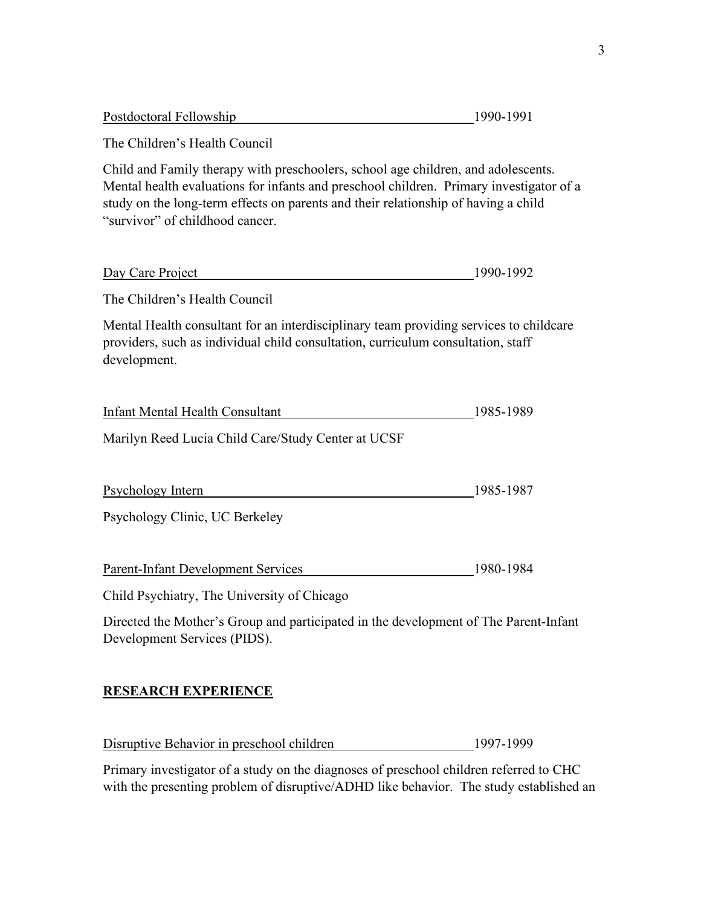Postdoctoral Fellowship 1990-1991

The Children's Health Council

Child and Family therapy with preschoolers, school age children, and adolescents. Mental health evaluations for infants and preschool children. Primary investigator of a study on the long-term effects on parents and their relationship of having a child "survivor" of childhood cancer.

Day Care Project 1990-1992

The Children's Health Council

Mental Health consultant for an interdisciplinary team providing services to childcare providers, such as individual child consultation, curriculum consultation, staff development.

Infant Mental Health Consultant 1985-1989

Marilyn Reed Lucia Child Care/Study Center at UCSF

Psychology Intern 1985-1987

Psychology Clinic, UC Berkeley

Parent-Infant Development Services 1980-1984

Child Psychiatry, The University of Chicago

Directed the Mother's Group and participated in the development of The Parent-Infant Development Services (PIDS).

## RESEARCH EXPERIENCE

Disruptive Behavior in preschool children 1997-1999

Primary investigator of a study on the diagnoses of preschool children referred to CHC with the presenting problem of disruptive/ADHD like behavior. The study established an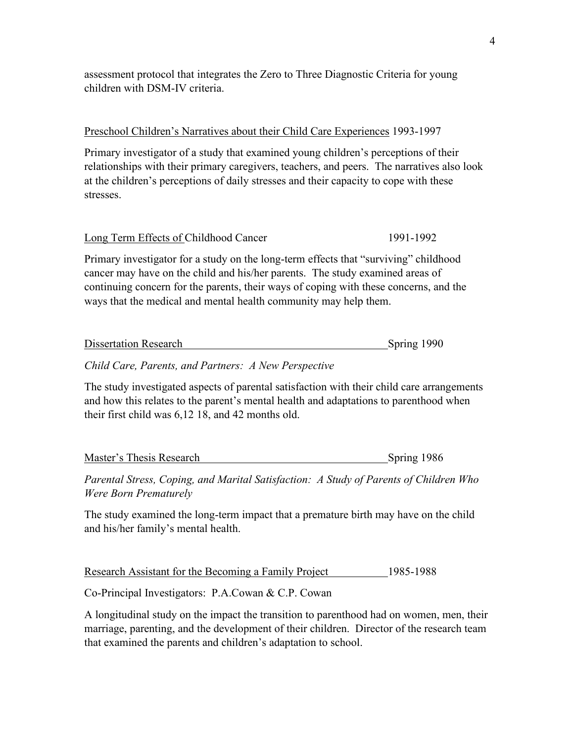assessment protocol that integrates the Zero to Three Diagnostic Criteria for young children with DSM-IV criteria.

<u>Preschool Children's Narratives about their Child Care Experiences</u> 1993-1997

Primary investigator of a study that examined young children's perceptions of their relationships with their primary caregivers, teachers, and peers. The narratives also look at the children's perceptions of daily stresses and their capacity to cope with these stresses.

<u>Long Term Effects of</u> Childhood Cancer 1991-1992

Primary investigator for a study on the long-term effects that "surviving" childhood cancer may have on the child and his/her parents. The study examined areas of continuing concern for the parents, their ways of coping with these concerns, and the ways that the medical and mental health community may help them.

<u>Dissertation Research</u> Spring 1990

*Child Care, Parents, and Partners: A New Perspective*

The study investigated aspects of parental satisfaction with their child care arrangements and how this relates to the parent's mental health and adaptations to parenthood when their first child was 6,12 18, and 42 months old.

<u>Master's Thesis Research</u> Spring 1986

*Parental Stress, Coping, and Marital Satisfaction: A Study of Parents of Children Who Were Born Prematurely*

The study examined the long-term impact that a premature birth may have on the child and his/her family's mental health.

<u>Research Assistant for the Becoming a Family Project</u> 1985-1988

Co-Principal Investigators: P.A.Cowan & C.P. Cowan

A longitudinal study on the impact the transition to parenthood had on women, men, their marriage, parenting, and the development of their children. Director of the research team that examined the parents and children's adaptation to school.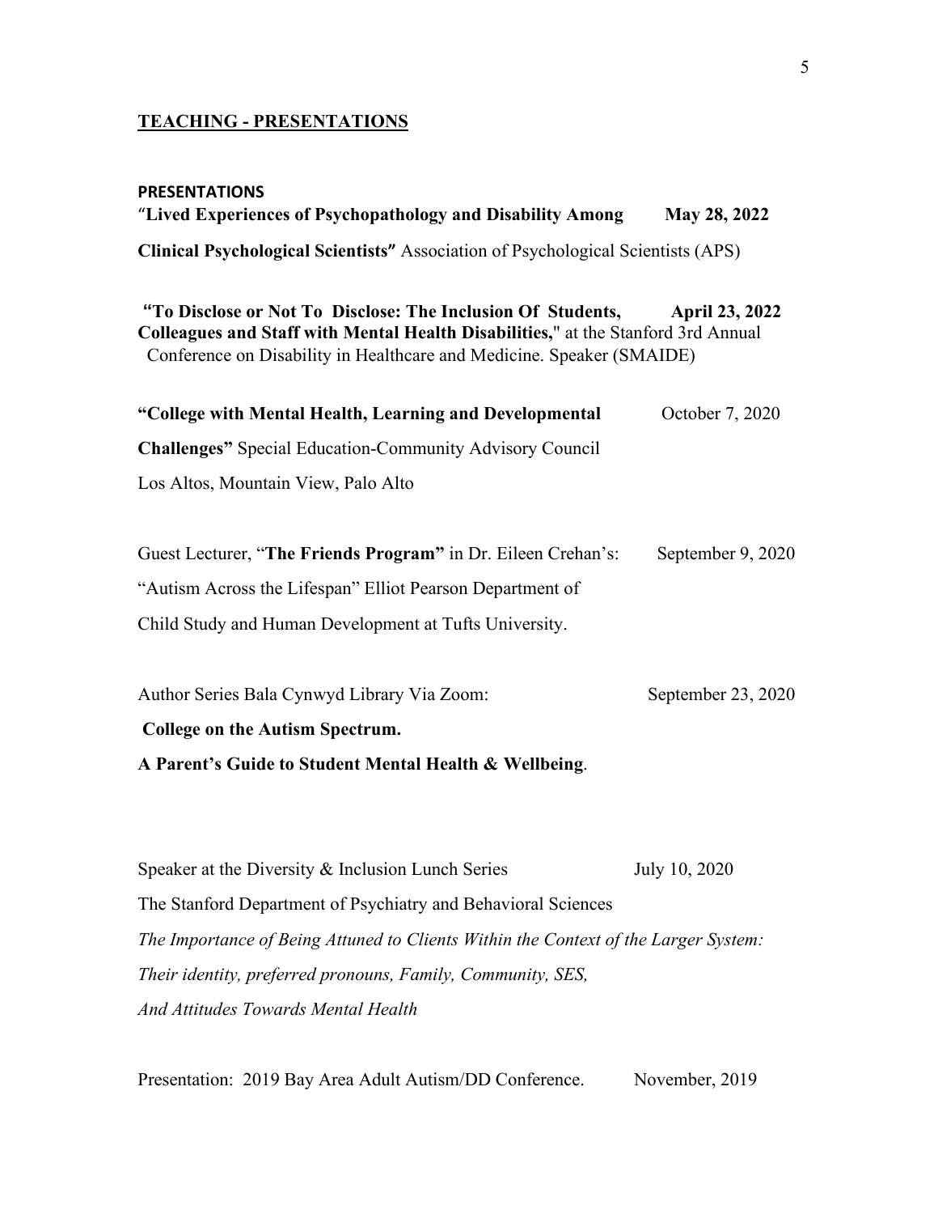## TEACHING - PRESENTATIONS

### PRESENTATIONS

"**Lived Experiences of Psychopathology and Disability Among** **May 28, 2022**

**Clinical Psychological Scientists"** Association of Psychological Scientists (APS)

**"To Disclose or Not To Disclose: The Inclusion Of Students,** **April 23, 2022**
**Colleagues and Staff with Mental Health Disabilities,**" at the Stanford 3rd Annual Conference on Disability in Healthcare and Medicine. Speaker (SMAIDE)

**"College with Mental Health, Learning and Developmental** October 7, 2020
**Challenges"** Special Education-Community Advisory Council
Los Altos, Mountain View, Palo Alto

Guest Lecturer, "**The Friends Program"** in Dr. Eileen Crehan's: September 9, 2020
"Autism Across the Lifespan" Elliot Pearson Department of
Child Study and Human Development at Tufts University.

Author Series Bala Cynwyd Library Via Zoom: September 23, 2020
**College on the Autism Spectrum.**
**A Parent's Guide to Student Mental Health & Wellbeing**.

Speaker at the Diversity & Inclusion Lunch Series July 10, 2020
The Stanford Department of Psychiatry and Behavioral Sciences
*The Importance of Being Attuned to Clients Within the Context of the Larger System:*
*Their identity, preferred pronouns, Family, Community, SES,*
*And Attitudes Towards Mental Health*

Presentation: 2019 Bay Area Adult Autism/DD Conference. November, 2019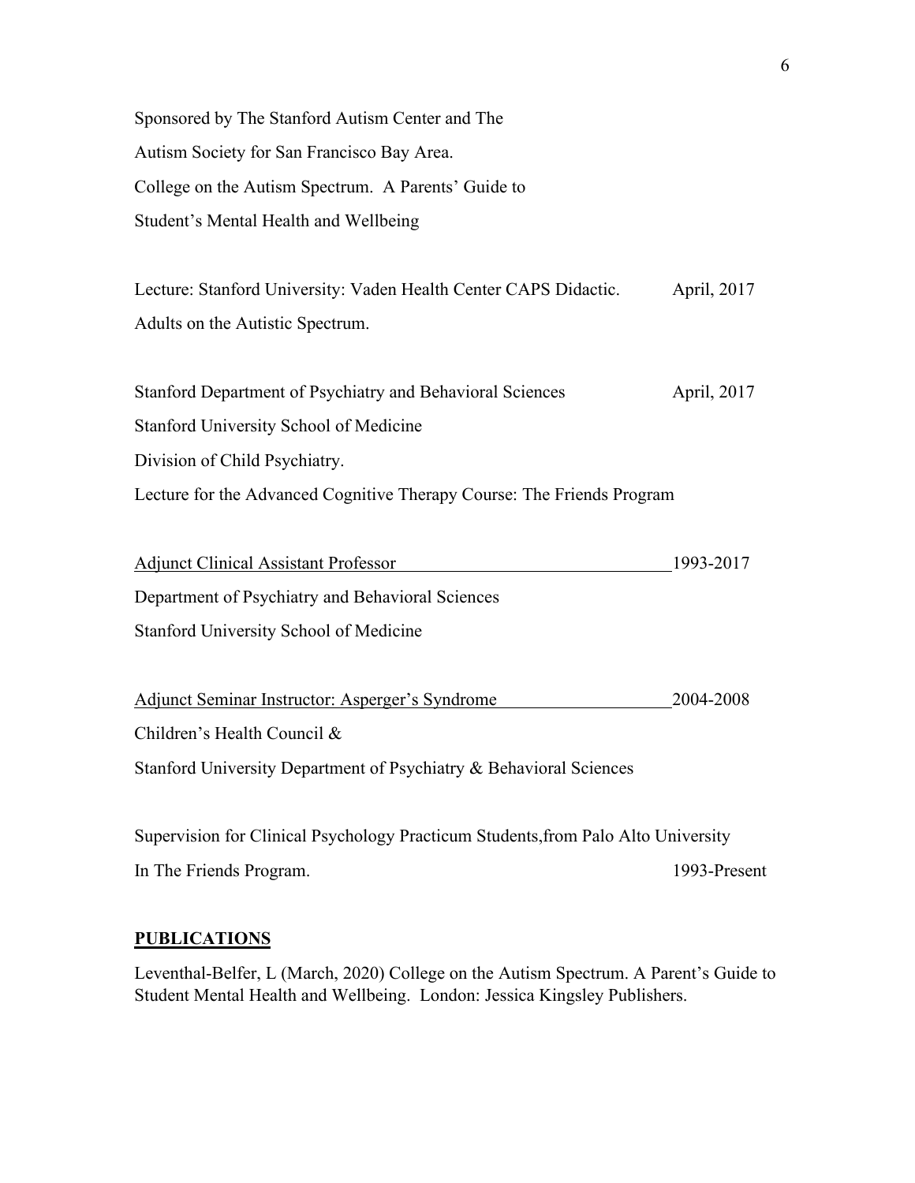Sponsored by The Stanford Autism Center and The
Autism Society for San Francisco Bay Area.
College on the Autism Spectrum. A Parents' Guide to
Student's Mental Health and Wellbeing

Lecture: Stanford University: Vaden Health Center CAPS Didactic. April, 2017
Adults on the Autistic Spectrum.

Stanford Department of Psychiatry and Behavioral Sciences April, 2017
Stanford University School of Medicine
Division of Child Psychiatry.
Lecture for the Advanced Cognitive Therapy Course: The Friends Program

<u>Adjunct Clinical Assistant Professor</u> 1993-2017
Department of Psychiatry and Behavioral Sciences
Stanford University School of Medicine

<u>Adjunct Seminar Instructor: Asperger's Syndrome</u> 2004-2008
Children's Health Council &
Stanford University Department of Psychiatry & Behavioral Sciences

Supervision for Clinical Psychology Practicum Students,from Palo Alto University
In The Friends Program. 1993-Present

## PUBLICATIONS

Leventhal-Belfer, L (March, 2020) College on the Autism Spectrum. A Parent's Guide to Student Mental Health and Wellbeing. London: Jessica Kingsley Publishers.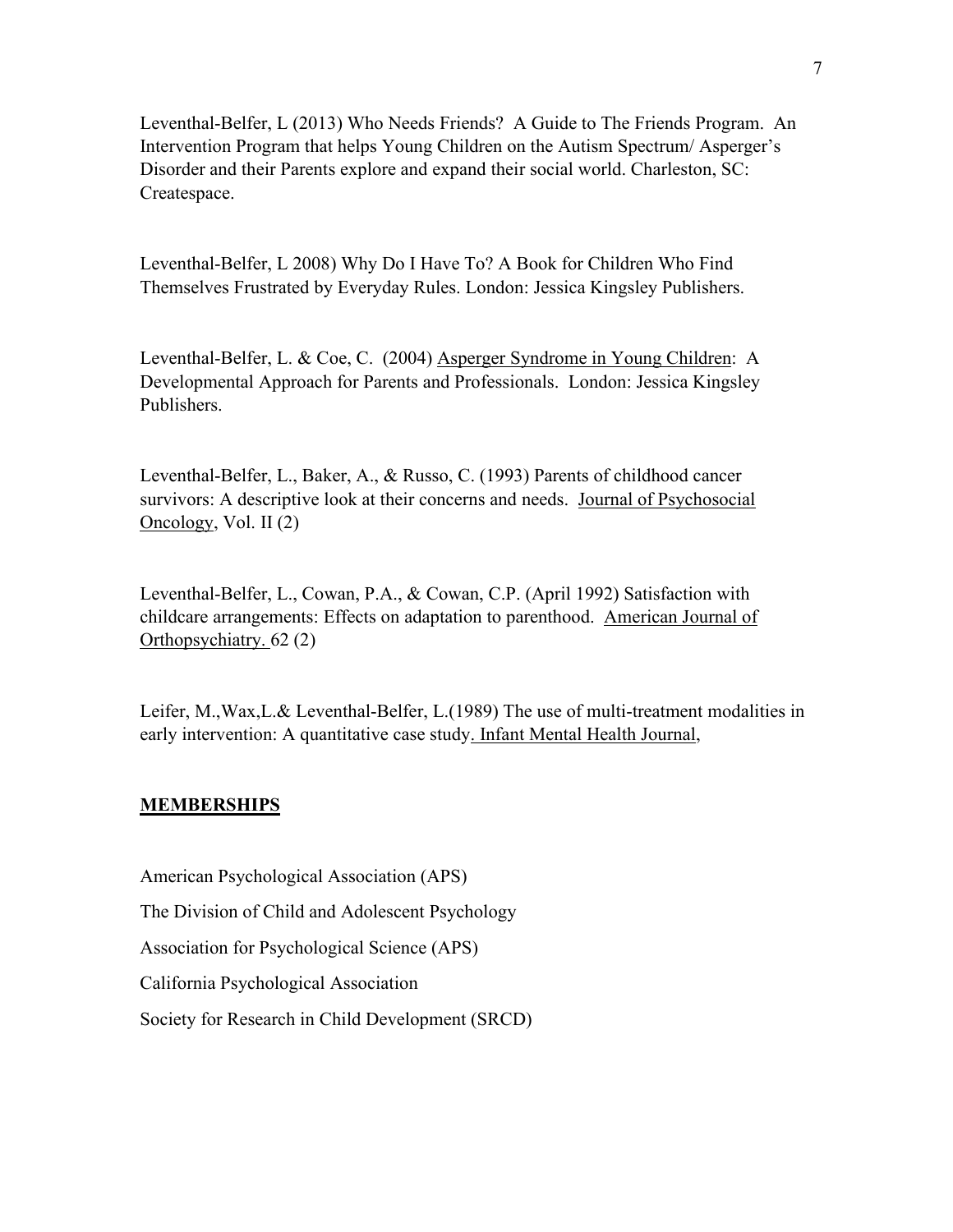Leventhal-Belfer, L (2013) Who Needs Friends? A Guide to The Friends Program. An Intervention Program that helps Young Children on the Autism Spectrum/ Asperger's Disorder and their Parents explore and expand their social world. Charleston, SC: Createspace.

Leventhal-Belfer, L 2008) Why Do I Have To? A Book for Children Who Find Themselves Frustrated by Everyday Rules. London: Jessica Kingsley Publishers.

Leventhal-Belfer, L. & Coe, C. (2004) <u>Asperger Syndrome in Young Children</u>: A Developmental Approach for Parents and Professionals. London: Jessica Kingsley Publishers.

Leventhal-Belfer, L., Baker, A., & Russo, C. (1993) Parents of childhood cancer survivors: A descriptive look at their concerns and needs. <u>Journal of Psychosocial Oncology</u>, Vol. II (2)

Leventhal-Belfer, L., Cowan, P.A., & Cowan, C.P. (April 1992) Satisfaction with childcare arrangements: Effects on adaptation to parenthood. <u>American Journal of Orthopsychiatry.</u> 62 (2)

Leifer, M.,Wax,L.& Leventhal-Belfer, L.(1989) The use of multi-treatment modalities in early intervention: A quantitative case study<u>. Infant Mental Health Journal</u>,

## MEMBERSHIPS

American Psychological Association (APS)

The Division of Child and Adolescent Psychology

Association for Psychological Science (APS)

California Psychological Association

Society for Research in Child Development (SRCD)